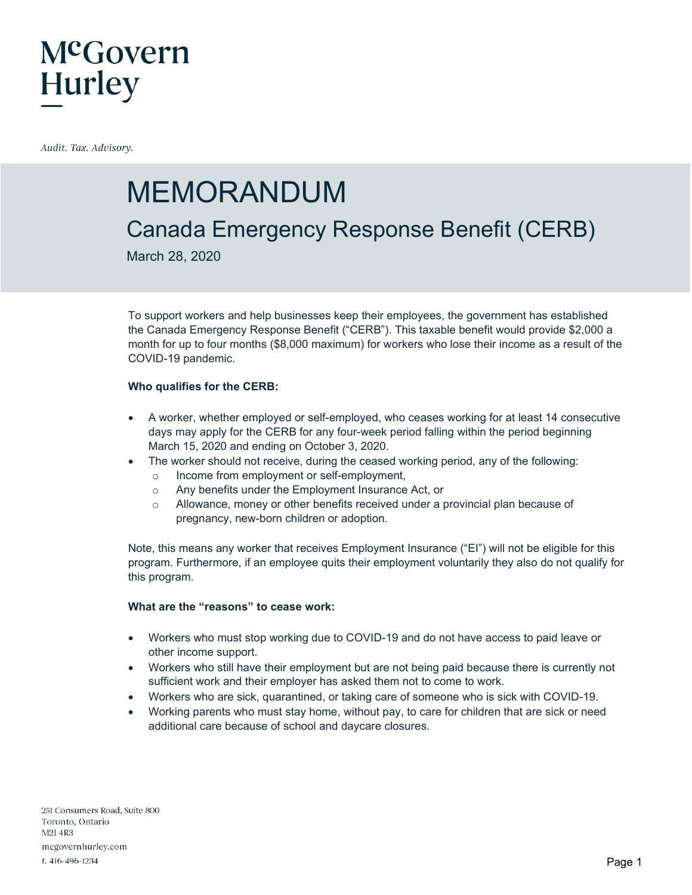# McGovern Hurley

*Audit. Tax. Advisory.*

# MEMORANDUM

## Canada Emergency Response Benefit (CERB)

March 28, 2020

To support workers and help businesses keep their employees, the government has established the Canada Emergency Response Benefit ("CERB"). This taxable benefit would provide $2,000 a month for up to four months ($8,000 maximum) for workers who lose their income as a result of the COVID-19 pandemic.

**Who qualifies for the CERB:**

- A worker, whether employed or self-employed, who ceases working for at least 14 consecutive days may apply for the CERB for any four-week period falling within the period beginning March 15, 2020 and ending on October 3, 2020.
- The worker should not receive, during the ceased working period, any of the following:
  - Income from employment or self-employment,
  - Any benefits under the Employment Insurance Act, or
  - Allowance, money or other benefits received under a provincial plan because of pregnancy, new-born children or adoption.

Note, this means any worker that receives Employment Insurance ("EI") will not be eligible for this program. Furthermore, if an employee quits their employment voluntarily they also do not qualify for this program.

**What are the "reasons" to cease work:**

- Workers who must stop working due to COVID-19 and do not have access to paid leave or other income support.
- Workers who still have their employment but are not being paid because there is currently not sufficient work and their employer has asked them not to come to work.
- Workers who are sick, quarantined, or taking care of someone who is sick with COVID-19.
- Working parents who must stay home, without pay, to care for children that are sick or need additional care because of school and daycare closures.

251 Consumers Road, Suite 800
Toronto, Ontario
M2J 4R3
mcgovernhurley.com
t. 416-496-1234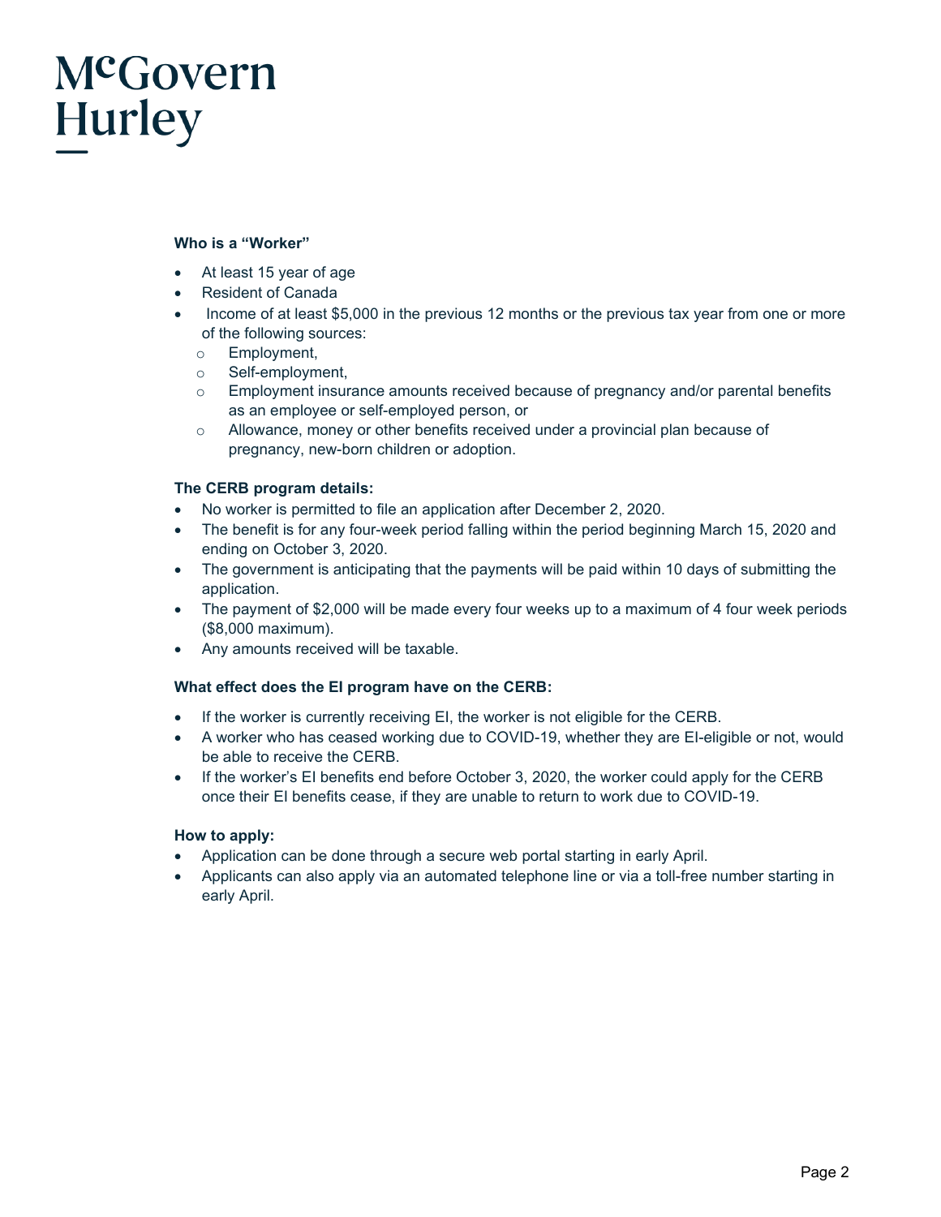**Who is a "Worker"**

- At least 15 year of age
- Resident of Canada
- Income of at least $5,000 in the previous 12 months or the previous tax year from one or more of the following sources:
  - Employment,
  - Self-employment,
  - Employment insurance amounts received because of pregnancy and/or parental benefits as an employee or self-employed person, or
  - Allowance, money or other benefits received under a provincial plan because of pregnancy, new-born children or adoption.

**The CERB program details:**

- No worker is permitted to file an application after December 2, 2020.
- The benefit is for any four-week period falling within the period beginning March 15, 2020 and ending on October 3, 2020.
- The government is anticipating that the payments will be paid within 10 days of submitting the application.
- The payment of $2,000 will be made every four weeks up to a maximum of 4 four week periods ($8,000 maximum).
- Any amounts received will be taxable.

**What effect does the EI program have on the CERB:**

- If the worker is currently receiving EI, the worker is not eligible for the CERB.
- A worker who has ceased working due to COVID-19, whether they are EI-eligible or not, would be able to receive the CERB.
- If the worker's EI benefits end before October 3, 2020, the worker could apply for the CERB once their EI benefits cease, if they are unable to return to work due to COVID-19.

**How to apply:**

- Application can be done through a secure web portal starting in early April.
- Applicants can also apply via an automated telephone line or via a toll-free number starting in early April.